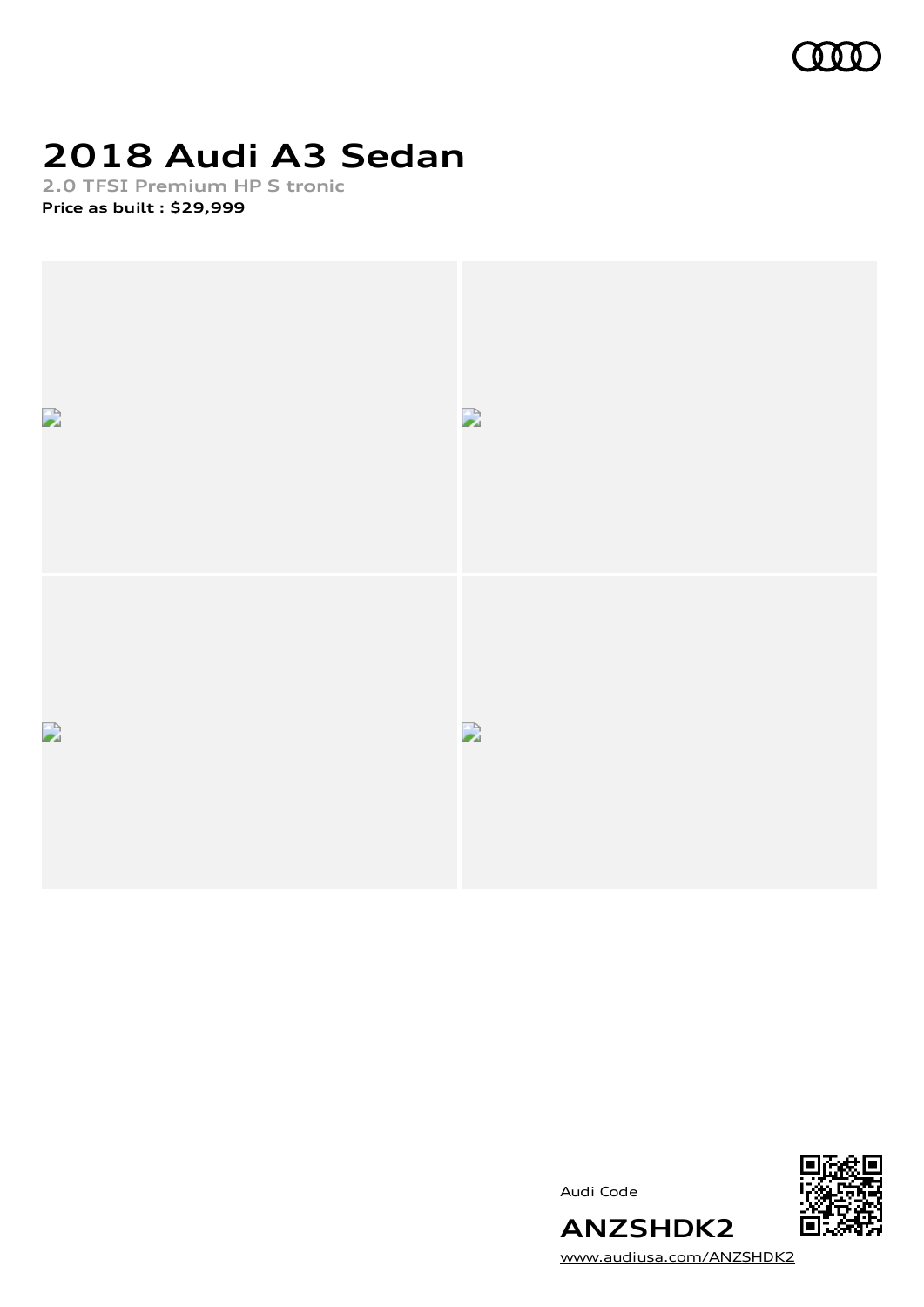# 2018 Audi A3 Sedan

**2.0 TFSI Premium HP S tronic**

**Price as built : $29,999**

Audi Code

**ANZSHDK2**

www.audiusa.com/ANZSHDK2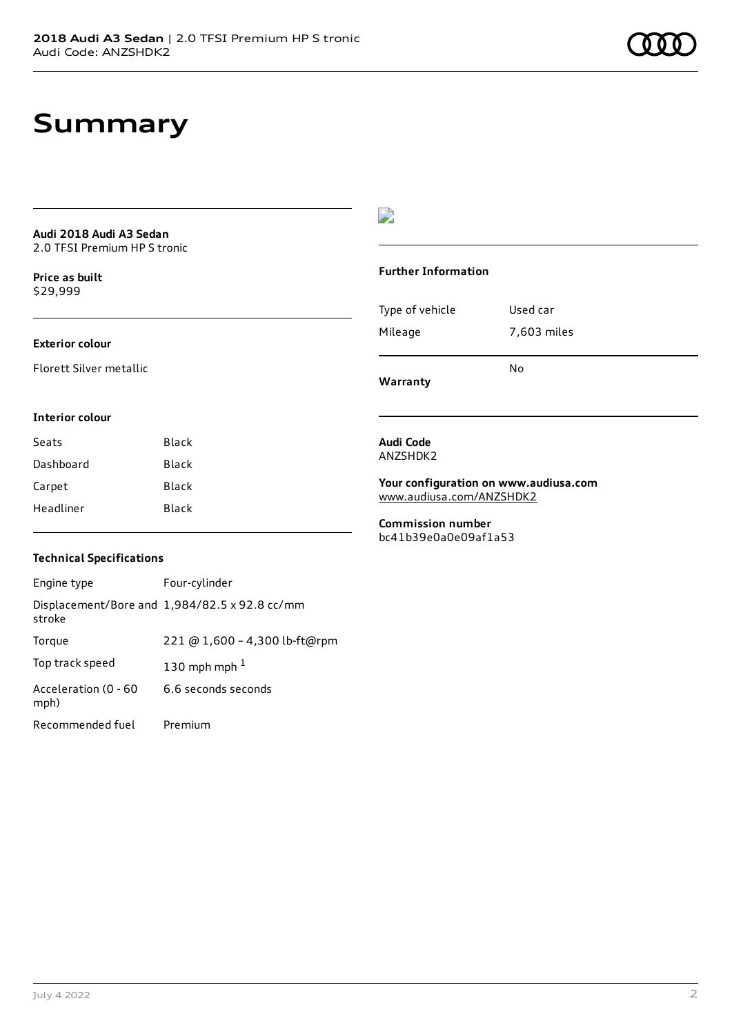# Summary

**Audi 2018 Audi A3 Sedan**
2.0 TFSI Premium HP S tronic

**Price as built**
$29,999

### Exterior colour

Florett Silver metallic

### Interior colour

| | |
|---|---|
| Seats | Black |
| Dashboard | Black |
| Carpet | Black |
| Headliner | Black |

### Technical Specifications

| | |
|---|---|
| Engine type | Four-cylinder |
| Displacement/Bore and stroke | 1,984/82.5 x 92.8 cc/mm |
| Torque | 221 @ 1,600 – 4,300 lb-ft@rpm |
| Top track speed | 130 mph mph [1] |
| Acceleration (0 - 60 mph) | 6.6 seconds seconds |
| Recommended fuel | Premium |

### Further Information

| | |
|---|---|
| Type of vehicle | Used car |
| Mileage | 7,603 miles |
| **Warranty** | No |

**Audi Code**
ANZSHDK2

**Your configuration on www.audiusa.com**
www.audiusa.com/ANZSHDK2

**Commission number**
bc41b39e0a0e09af1a53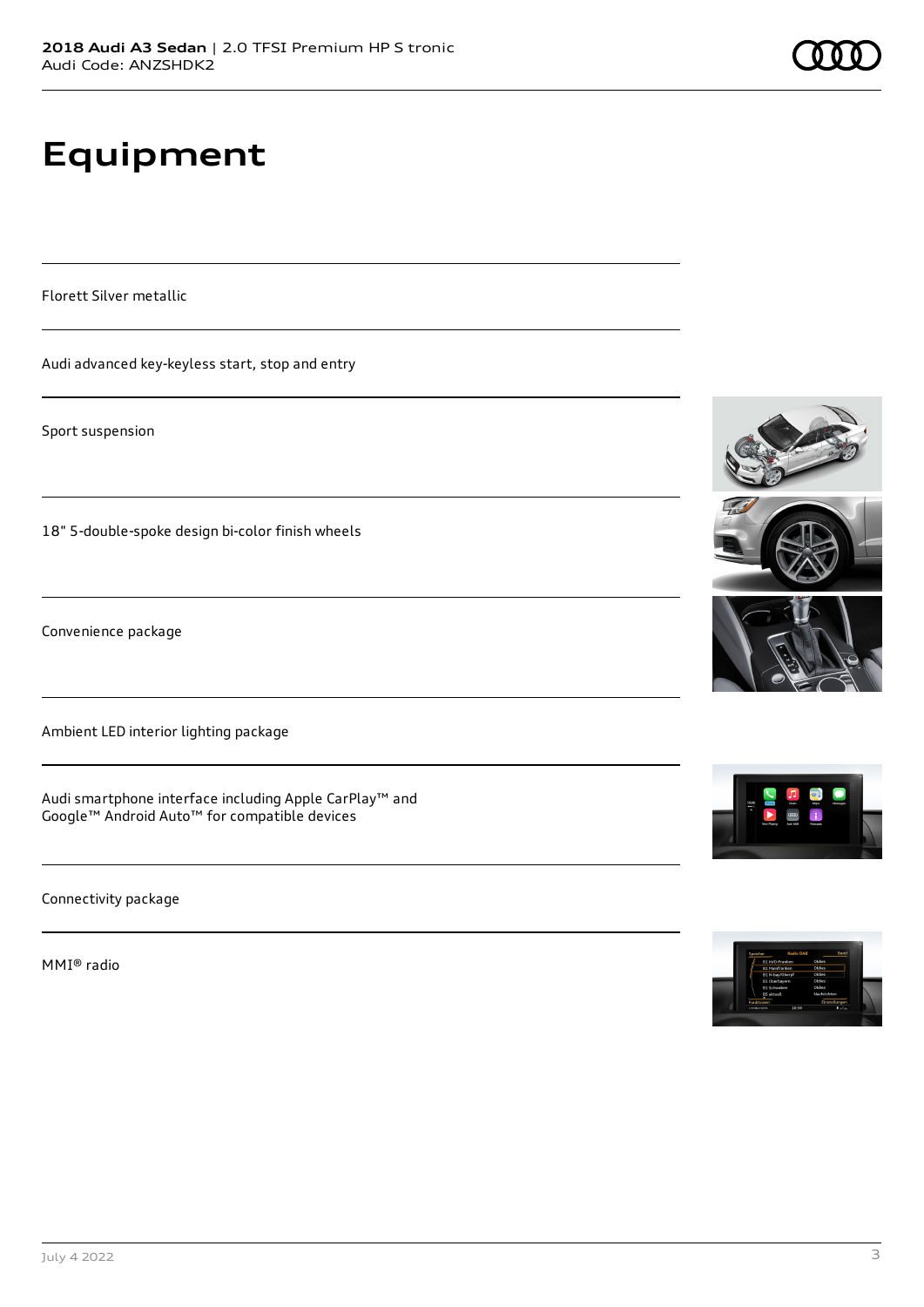# Equipment

Florett Silver metallic

Audi advanced key-keyless start, stop and entry

Sport suspension

18" 5-double-spoke design bi-color finish wheels

Convenience package

Ambient LED interior lighting package

Audi smartphone interface including Apple CarPlay™ and Google™ Android Auto™ for compatible devices

Connectivity package

MMI® radio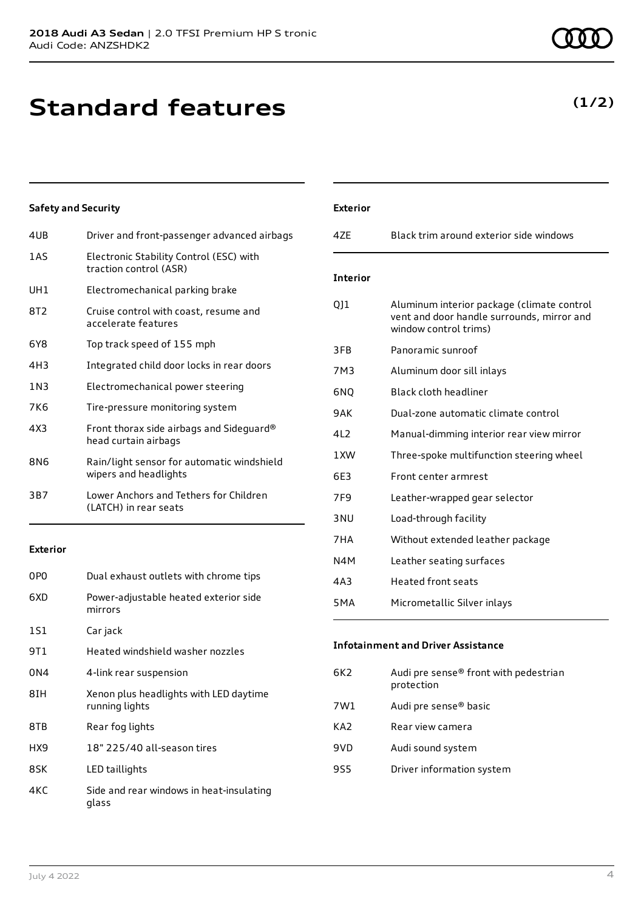# Standard features

**(1/2)**

### Safety and Security

| | |
|---|---|
| 4UB | Driver and front-passenger advanced airbags |
| 1AS | Electronic Stability Control (ESC) with traction control (ASR) |
| UH1 | Electromechanical parking brake |
| 8T2 | Cruise control with coast, resume and accelerate features |
| 6Y8 | Top track speed of 155 mph |
| 4H3 | Integrated child door locks in rear doors |
| 1N3 | Electromechanical power steering |
| 7K6 | Tire-pressure monitoring system |
| 4X3 | Front thorax side airbags and Sideguard® head curtain airbags |
| 8N6 | Rain/light sensor for automatic windshield wipers and headlights |
| 3B7 | Lower Anchors and Tethers for Children (LATCH) in rear seats |

### Exterior

| | |
|---|---|
| 0P0 | Dual exhaust outlets with chrome tips |
| 6XD | Power-adjustable heated exterior side mirrors |
| 1S1 | Car jack |
| 9T1 | Heated windshield washer nozzles |
| 0N4 | 4-link rear suspension |
| 8IH | Xenon plus headlights with LED daytime running lights |
| 8TB | Rear fog lights |
| HX9 | 18" 225/40 all-season tires |
| 8SK | LED taillights |
| 4KC | Side and rear windows in heat-insulating glass |

### Exterior

| | |
|---|---|
| 4ZE | Black trim around exterior side windows |

### Interior

| | |
|---|---|
| QJ1 | Aluminum interior package (climate control vent and door handle surrounds, mirror and window control trims) |
| 3FB | Panoramic sunroof |
| 7M3 | Aluminum door sill inlays |
| 6NQ | Black cloth headliner |
| 9AK | Dual-zone automatic climate control |
| 4L2 | Manual-dimming interior rear view mirror |
| 1XW | Three-spoke multifunction steering wheel |
| 6E3 | Front center armrest |
| 7F9 | Leather-wrapped gear selector |
| 3NU | Load-through facility |
| 7HA | Without extended leather package |
| N4M | Leather seating surfaces |
| 4A3 | Heated front seats |
| 5MA | Micrometallic Silver inlays |

### Infotainment and Driver Assistance

| | |
|---|---|
| 6K2 | Audi pre sense® front with pedestrian protection |
| 7W1 | Audi pre sense® basic |
| KA2 | Rear view camera |
| 9VD | Audi sound system |
| 9S5 | Driver information system |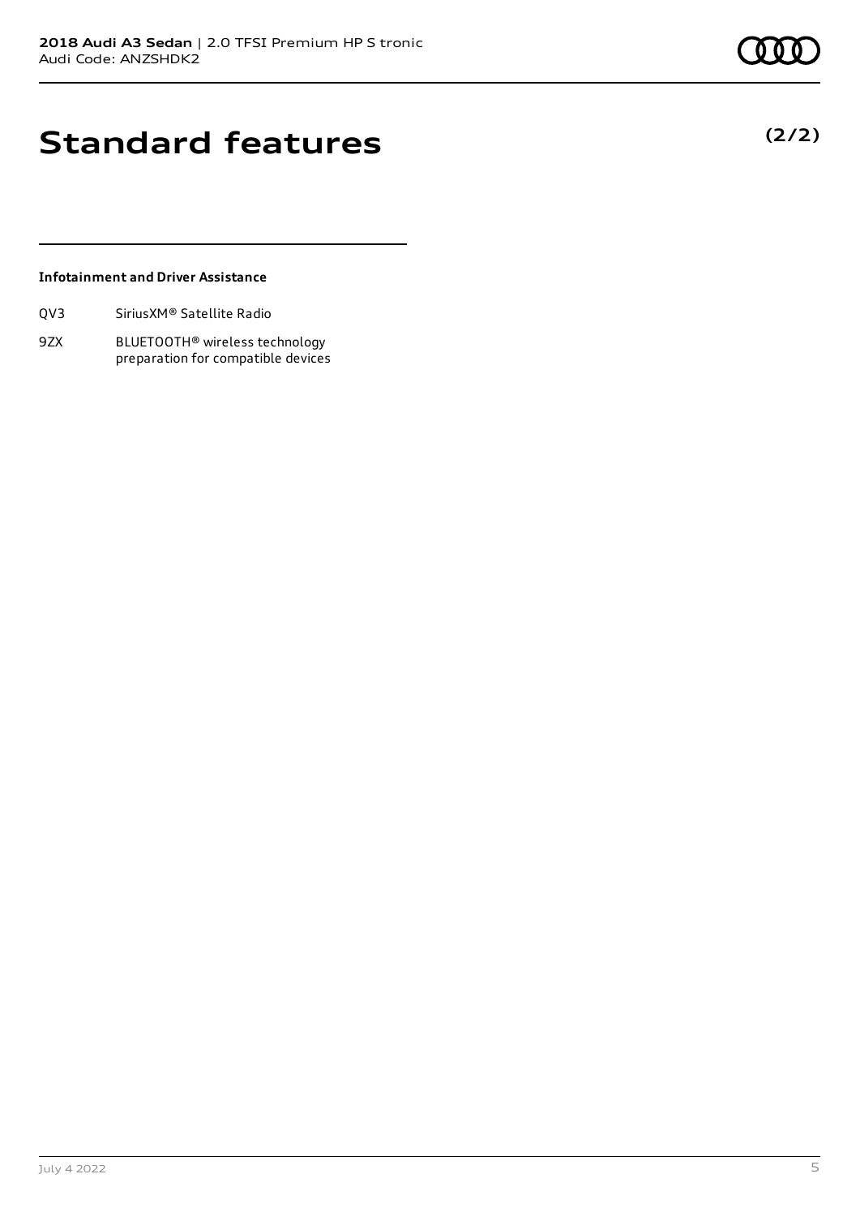# Standard features

**(2/2)**

### Infotainment and Driver Assistance

| | |
|---|---|
| QV3 | SiriusXM® Satellite Radio |
| 9ZX | BLUETOOTH® wireless technology preparation for compatible devices |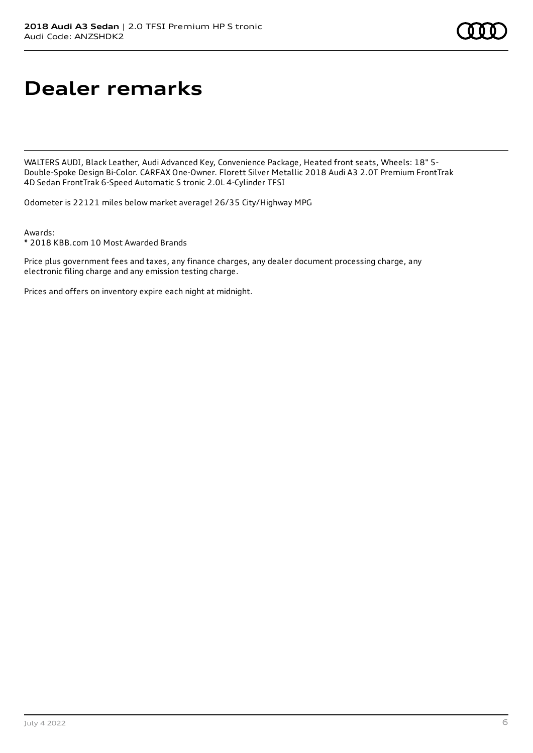# Dealer remarks

WALTERS AUDI, Black Leather, Audi Advanced Key, Convenience Package, Heated front seats, Wheels: 18" 5-Double-Spoke Design Bi-Color. CARFAX One-Owner. Florett Silver Metallic 2018 Audi A3 2.0T Premium FrontTrak 4D Sedan FrontTrak 6-Speed Automatic S tronic 2.0L 4-Cylinder TFSI

Odometer is 22121 miles below market average! 26/35 City/Highway MPG

Awards:
* 2018 KBB.com 10 Most Awarded Brands

Price plus government fees and taxes, any finance charges, any dealer document processing charge, any electronic filing charge and any emission testing charge.

Prices and offers on inventory expire each night at midnight.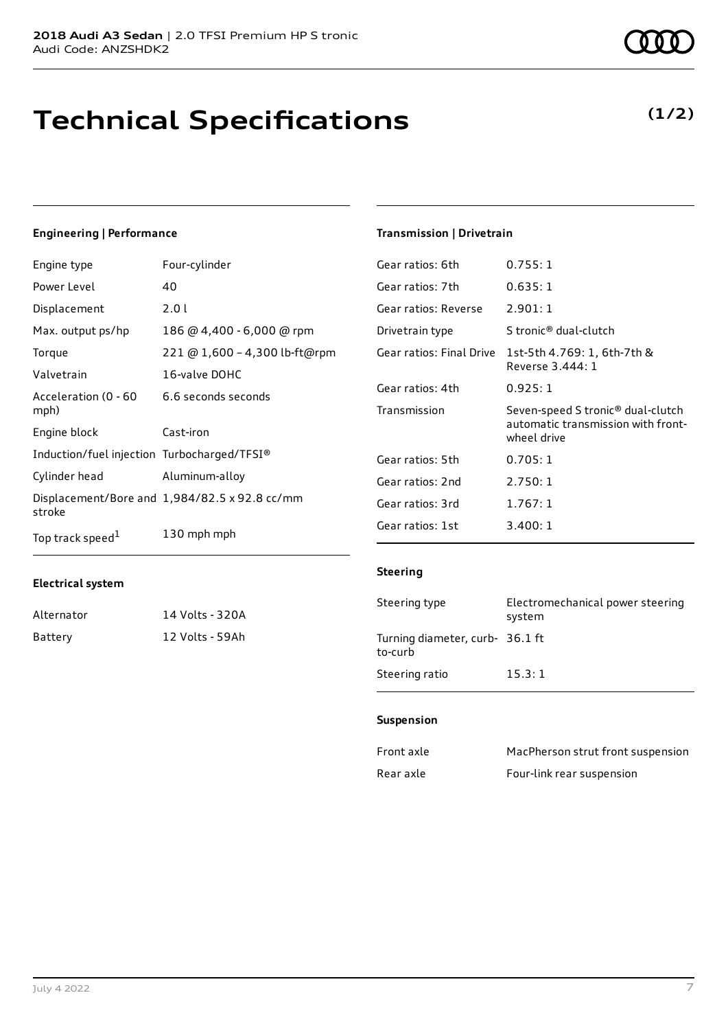# Technical Specifications

**(1/2)**

### Engineering | Performance

| | |
|---|---|
| Engine type | Four-cylinder |
| Power Level | 40 |
| Displacement | 2.0 l |
| Max. output ps/hp | 186 @ 4,400 - 6,000 @ rpm |
| Torque | 221 @ 1,600 – 4,300 lb-ft@rpm |
| Valvetrain | 16-valve DOHC |
| Acceleration (0 - 60 mph) | 6.6 seconds seconds |
| Engine block | Cast-iron |
| Induction/fuel injection | Turbocharged/TFSI® |
| Cylinder head | Aluminum-alloy |
| Displacement/Bore and stroke | 1,984/82.5 x 92.8 cc/mm |
| Top track speed[1] | 130 mph mph |

### Electrical system

| | |
|---|---|
| Alternator | 14 Volts - 320A |
| Battery | 12 Volts - 59Ah |

### Transmission | Drivetrain

| | |
|---|---|
| Gear ratios: 6th | 0.755: 1 |
| Gear ratios: 7th | 0.635: 1 |
| Gear ratios: Reverse | 2.901: 1 |
| Drivetrain type | S tronic® dual-clutch |
| Gear ratios: Final Drive | 1st-5th 4.769: 1, 6th-7th & Reverse 3.444: 1 |
| Gear ratios: 4th | 0.925: 1 |
| Transmission | Seven-speed S tronic® dual-clutch automatic transmission with front-wheel drive |
| Gear ratios: 5th | 0.705: 1 |
| Gear ratios: 2nd | 2.750: 1 |
| Gear ratios: 3rd | 1.767: 1 |
| Gear ratios: 1st | 3.400: 1 |

### Steering

| | |
|---|---|
| Steering type | Electromechanical power steering system |
| Turning diameter, curb-to-curb | 36.1 ft |
| Steering ratio | 15.3: 1 |

### Suspension

| | |
|---|---|
| Front axle | MacPherson strut front suspension |
| Rear axle | Four-link rear suspension |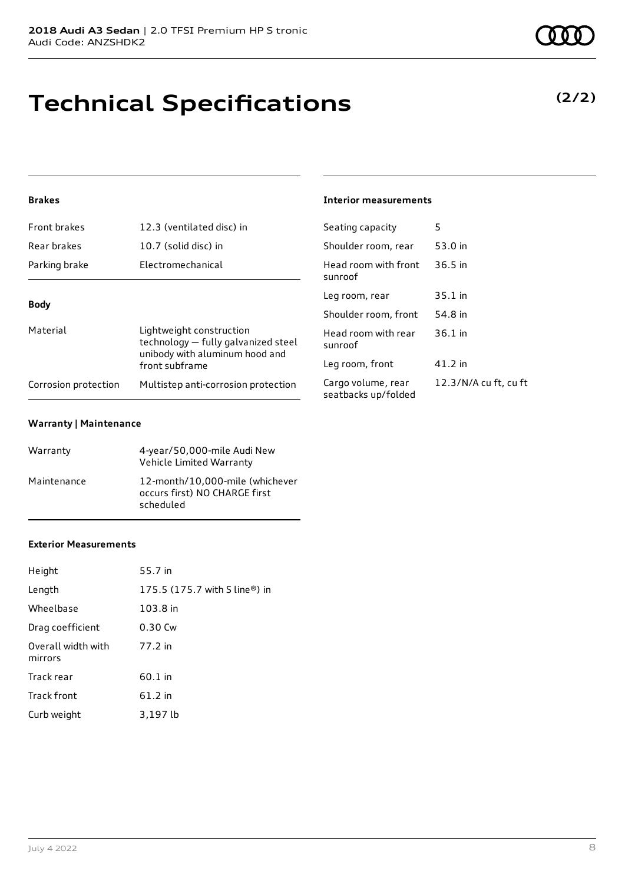# Technical Specifications

**(2/2)**

### Brakes

| | |
|---|---|
| Front brakes | 12.3 (ventilated disc) in |
| Rear brakes | 10.7 (solid disc) in |
| Parking brake | Electromechanical |

### Body

| | |
|---|---|
| Material | Lightweight construction technology — fully galvanized steel unibody with aluminum hood and front subframe |
| Corrosion protection | Multistep anti-corrosion protection |

### Warranty | Maintenance

| | |
|---|---|
| Warranty | 4-year/50,000-mile Audi New Vehicle Limited Warranty |
| Maintenance | 12-month/10,000-mile (whichever occurs first) NO CHARGE first scheduled |

### Exterior Measurements

| | |
|---|---|
| Height | 55.7 in |
| Length | 175.5 (175.7 with S line®) in |
| Wheelbase | 103.8 in |
| Drag coefficient | 0.30 Cw |
| Overall width with mirrors | 77.2 in |
| Track rear | 60.1 in |
| Track front | 61.2 in |
| Curb weight | 3,197 lb |

### Interior measurements

| | |
|---|---|
| Seating capacity | 5 |
| Shoulder room, rear | 53.0 in |
| Head room with front sunroof | 36.5 in |
| Leg room, rear | 35.1 in |
| Shoulder room, front | 54.8 in |
| Head room with rear sunroof | 36.1 in |
| Leg room, front | 41.2 in |
| Cargo volume, rear seatbacks up/folded | 12.3/N/A cu ft, cu ft |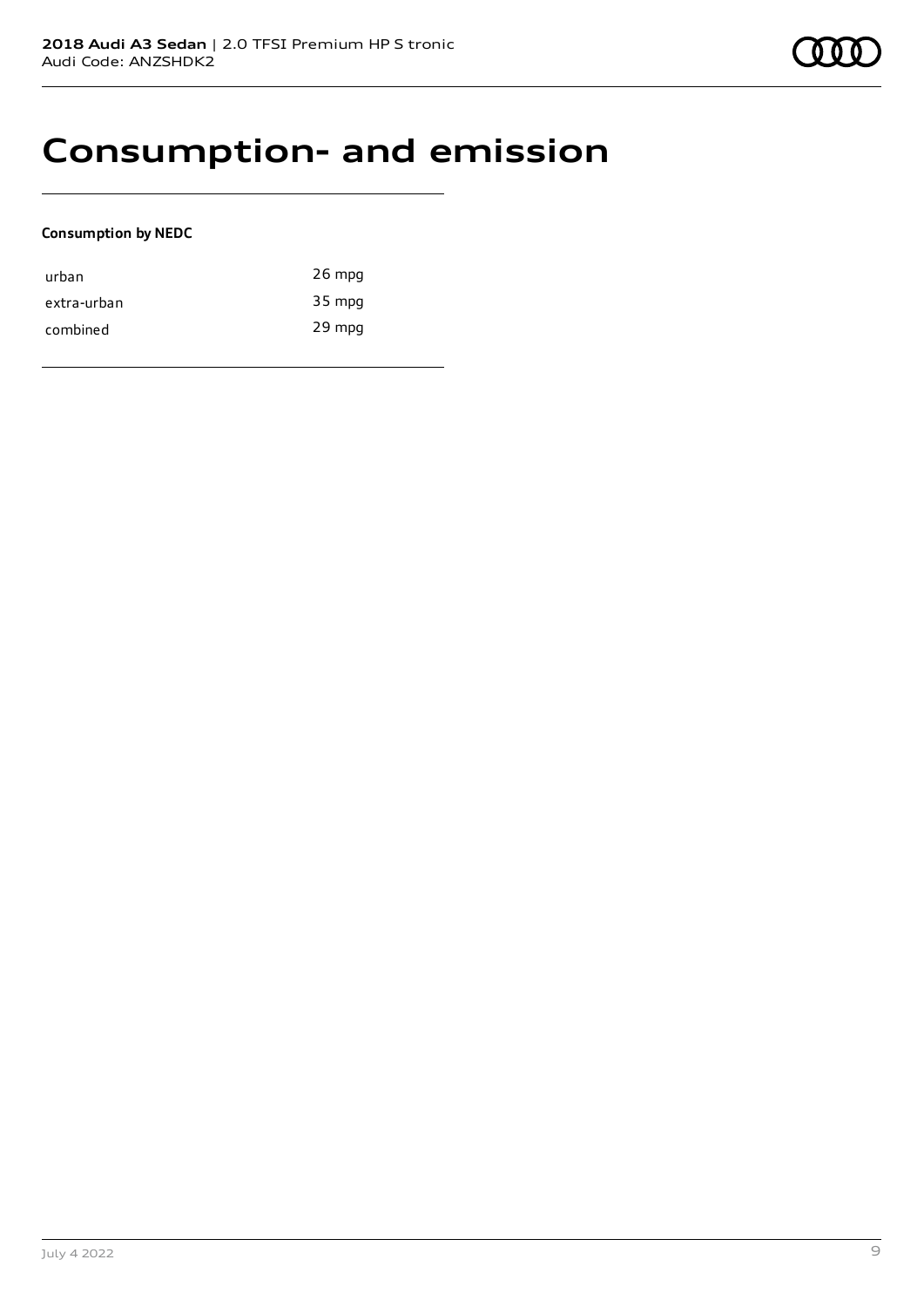# Consumption- and emission

**Consumption by NEDC**

| | |
|---|---|
| urban | 26 mpg |
| extra-urban | 35 mpg |
| combined | 29 mpg |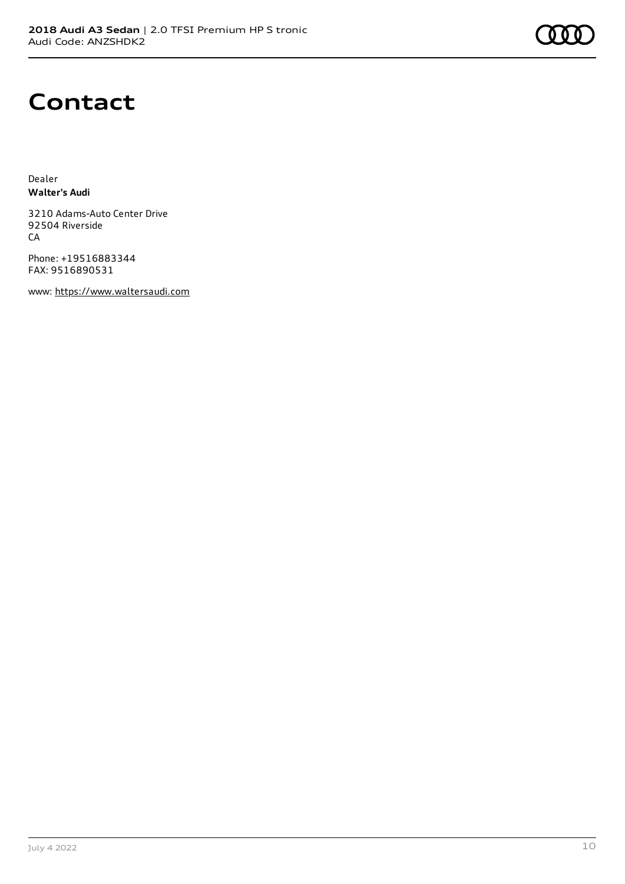# Contact

Dealer
**Walter's Audi**

3210 Adams-Auto Center Drive
92504 Riverside
CA

Phone: +19516883344
FAX: 9516890531

www: https://www.waltersaudi.com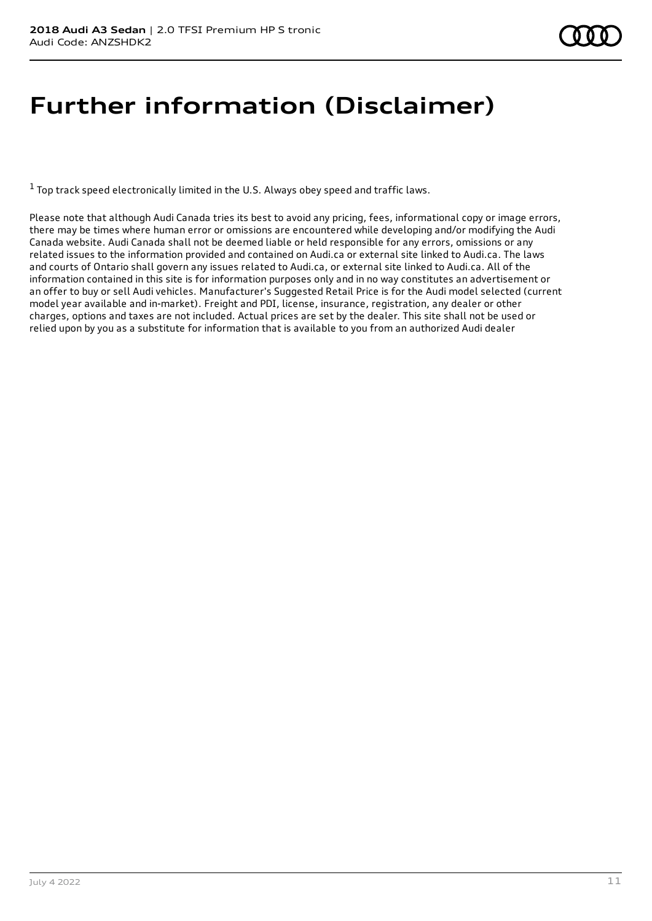# Further information (Disclaimer)

[1] Top track speed electronically limited in the U.S. Always obey speed and traffic laws.

Please note that although Audi Canada tries its best to avoid any pricing, fees, informational copy or image errors, there may be times where human error or omissions are encountered while developing and/or modifying the Audi Canada website. Audi Canada shall not be deemed liable or held responsible for any errors, omissions or any related issues to the information provided and contained on Audi.ca or external site linked to Audi.ca. The laws and courts of Ontario shall govern any issues related to Audi.ca, or external site linked to Audi.ca. All of the information contained in this site is for information purposes only and in no way constitutes an advertisement or an offer to buy or sell Audi vehicles. Manufacturer's Suggested Retail Price is for the Audi model selected (current model year available and in-market). Freight and PDI, license, insurance, registration, any dealer or other charges, options and taxes are not included. Actual prices are set by the dealer. This site shall not be used or relied upon by you as a substitute for information that is available to you from an authorized Audi dealer